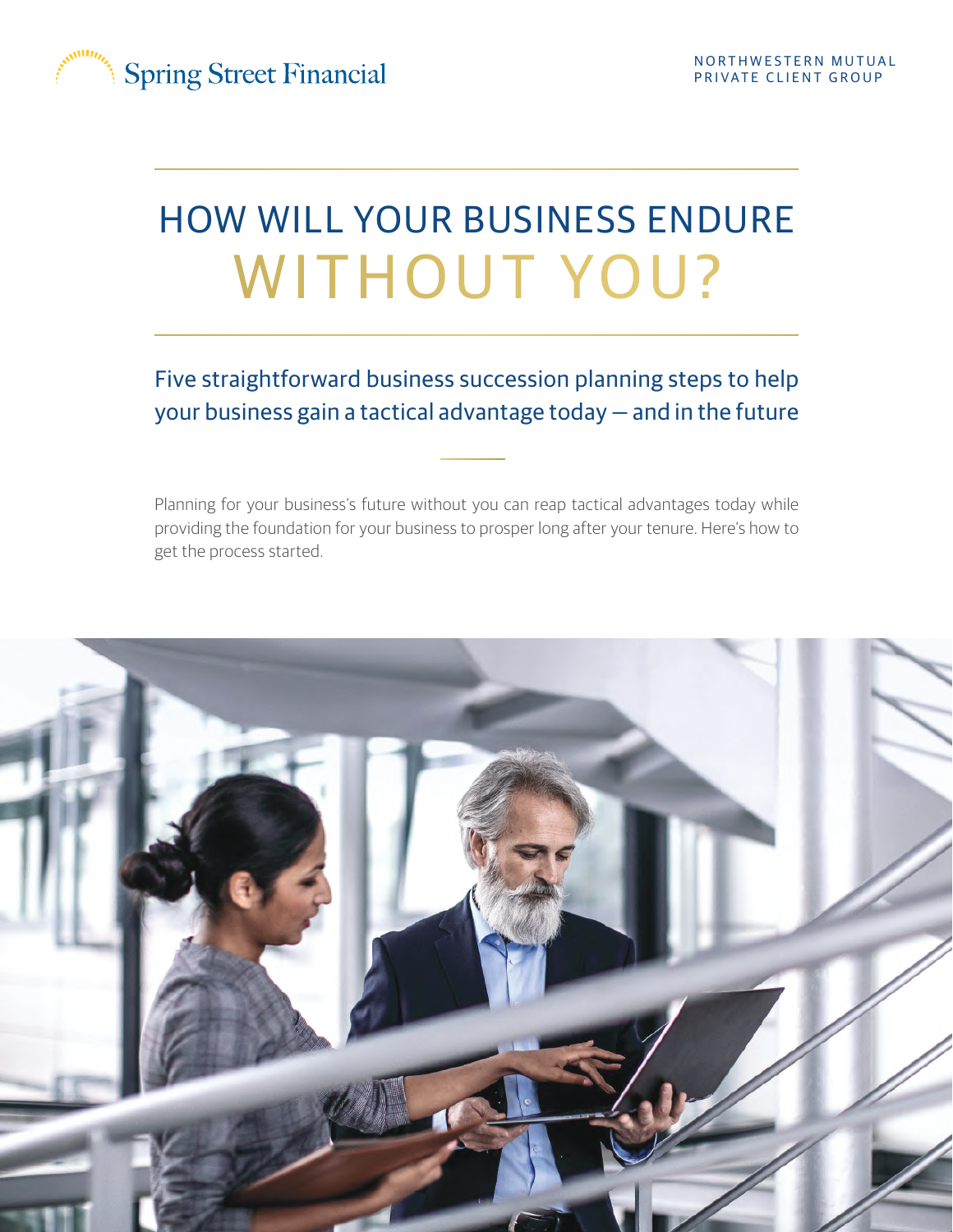Spring Street Financial

NORTHWESTERN MUTUAL
PRIVATE CLIENT GROUP

# HOW WILL YOUR BUSINESS ENDURE WITHOUT YOU?

## Five straightforward business succession planning steps to help your business gain a tactical advantage today — and in the future

Planning for your business's future without you can reap tactical advantages today while providing the foundation for your business to prosper long after your tenure. Here's how to get the process started.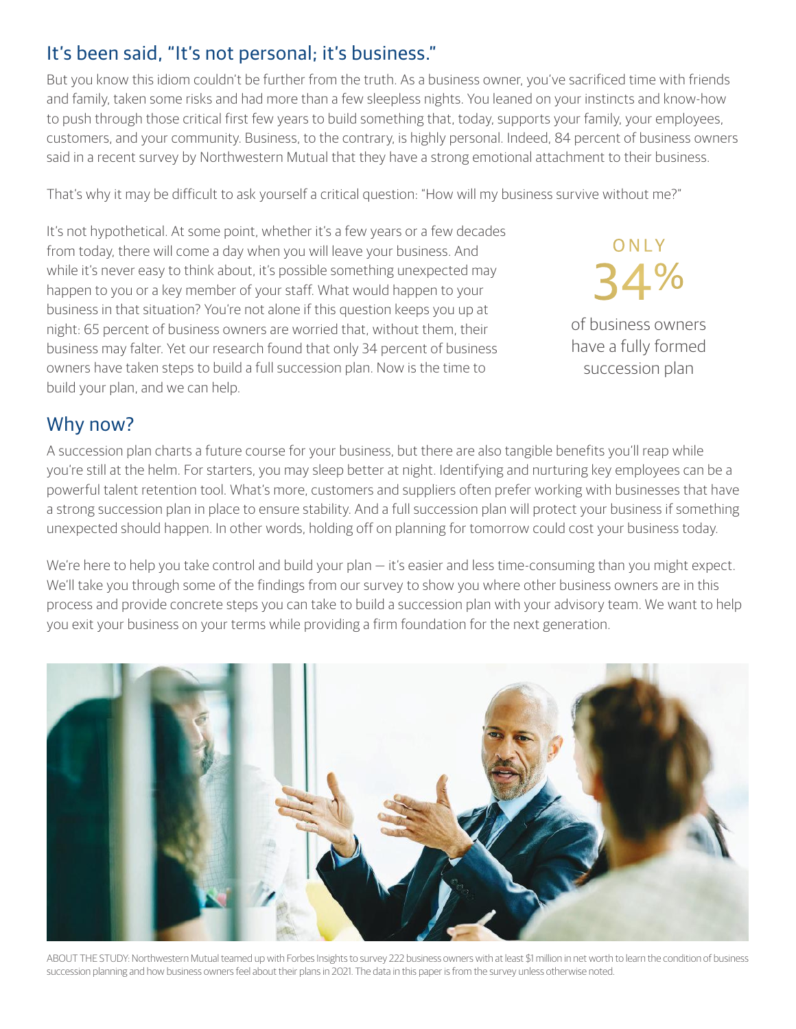## It's been said, "It's not personal; it's business."

But you know this idiom couldn't be further from the truth. As a business owner, you've sacrificed time with friends and family, taken some risks and had more than a few sleepless nights. You leaned on your instincts and know-how to push through those critical first few years to build something that, today, supports your family, your employees, customers, and your community. Business, to the contrary, is highly personal. Indeed, 84 percent of business owners said in a recent survey by Northwestern Mutual that they have a strong emotional attachment to their business.

That's why it may be difficult to ask yourself a critical question: "How will my business survive without me?"

It's not hypothetical. At some point, whether it's a few years or a few decades from today, there will come a day when you will leave your business. And while it's never easy to think about, it's possible something unexpected may happen to you or a key member of your staff. What would happen to your business in that situation? You're not alone if this question keeps you up at night: 65 percent of business owners are worried that, without them, their business may falter. Yet our research found that only 34 percent of business owners have taken steps to build a full succession plan. Now is the time to build your plan, and we can help.

ONLY

34%

of business owners have a fully formed succession plan

## Why now?

A succession plan charts a future course for your business, but there are also tangible benefits you'll reap while you're still at the helm. For starters, you may sleep better at night. Identifying and nurturing key employees can be a powerful talent retention tool. What's more, customers and suppliers often prefer working with businesses that have a strong succession plan in place to ensure stability. And a full succession plan will protect your business if something unexpected should happen. In other words, holding off on planning for tomorrow could cost your business today.

We're here to help you take control and build your plan — it's easier and less time-consuming than you might expect. We'll take you through some of the findings from our survey to show you where other business owners are in this process and provide concrete steps you can take to build a succession plan with your advisory team. We want to help you exit your business on your terms while providing a firm foundation for the next generation.

ABOUT THE STUDY: Northwestern Mutual teamed up with Forbes Insights to survey 222 business owners with at least $1 million in net worth to learn the condition of business succession planning and how business owners feel about their plans in 2021. The data in this paper is from the survey unless otherwise noted.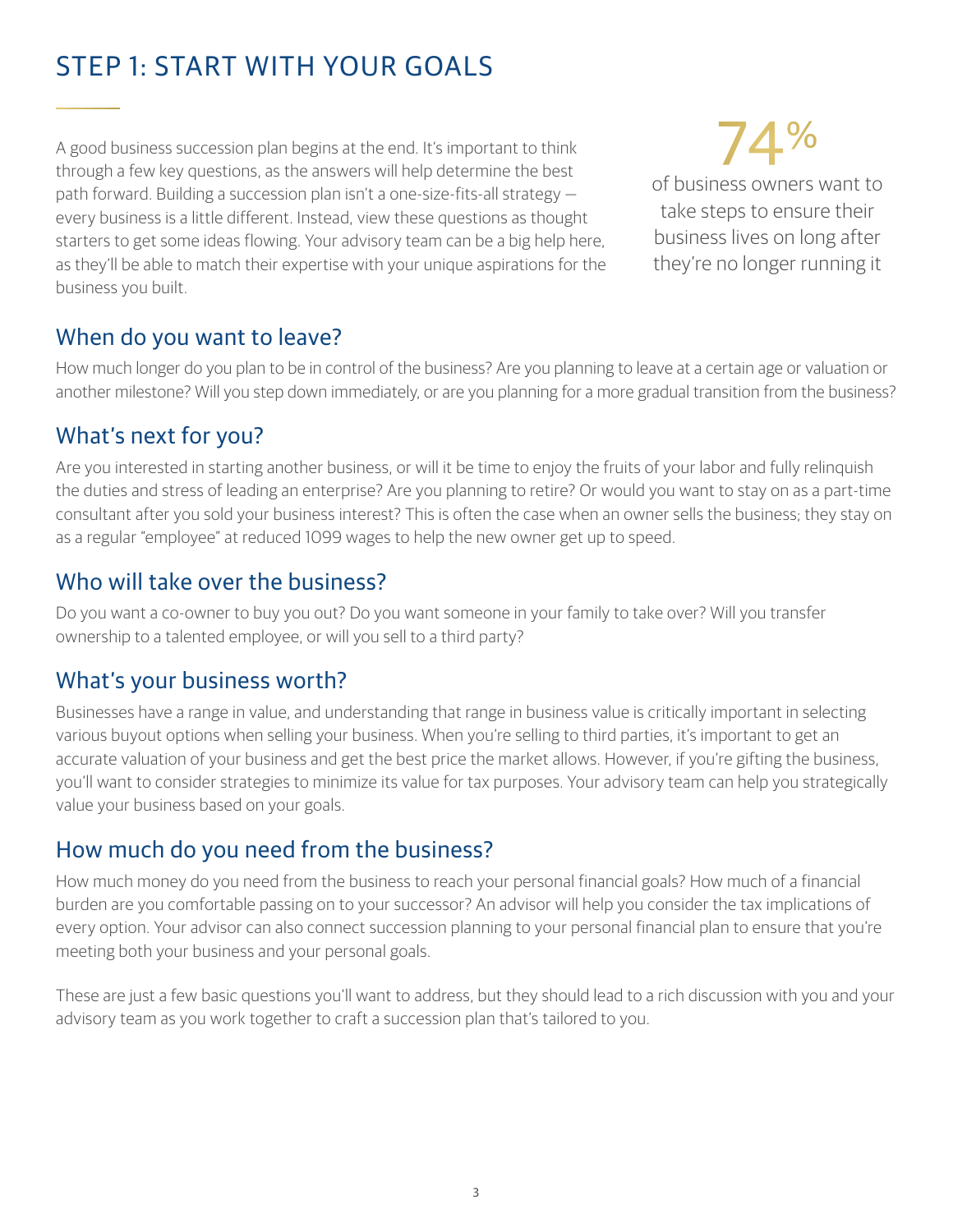# STEP 1: START WITH YOUR GOALS

A good business succession plan begins at the end. It's important to think through a few key questions, as the answers will help determine the best path forward. Building a succession plan isn't a one-size-fits-all strategy — every business is a little different. Instead, view these questions as thought starters to get some ideas flowing. Your advisory team can be a big help here, as they'll be able to match their expertise with your unique aspirations for the business you built.

**74%** of business owners want to take steps to ensure their business lives on long after they're no longer running it

## When do you want to leave?

How much longer do you plan to be in control of the business? Are you planning to leave at a certain age or valuation or another milestone? Will you step down immediately, or are you planning for a more gradual transition from the business?

## What's next for you?

Are you interested in starting another business, or will it be time to enjoy the fruits of your labor and fully relinquish the duties and stress of leading an enterprise? Are you planning to retire? Or would you want to stay on as a part-time consultant after you sold your business interest? This is often the case when an owner sells the business; they stay on as a regular "employee" at reduced 1099 wages to help the new owner get up to speed.

## Who will take over the business?

Do you want a co-owner to buy you out? Do you want someone in your family to take over? Will you transfer ownership to a talented employee, or will you sell to a third party?

## What's your business worth?

Businesses have a range in value, and understanding that range in business value is critically important in selecting various buyout options when selling your business. When you're selling to third parties, it's important to get an accurate valuation of your business and get the best price the market allows. However, if you're gifting the business, you'll want to consider strategies to minimize its value for tax purposes. Your advisory team can help you strategically value your business based on your goals.

## How much do you need from the business?

How much money do you need from the business to reach your personal financial goals? How much of a financial burden are you comfortable passing on to your successor? An advisor will help you consider the tax implications of every option. Your advisor can also connect succession planning to your personal financial plan to ensure that you're meeting both your business and your personal goals.

These are just a few basic questions you'll want to address, but they should lead to a rich discussion with you and your advisory team as you work together to craft a succession plan that's tailored to you.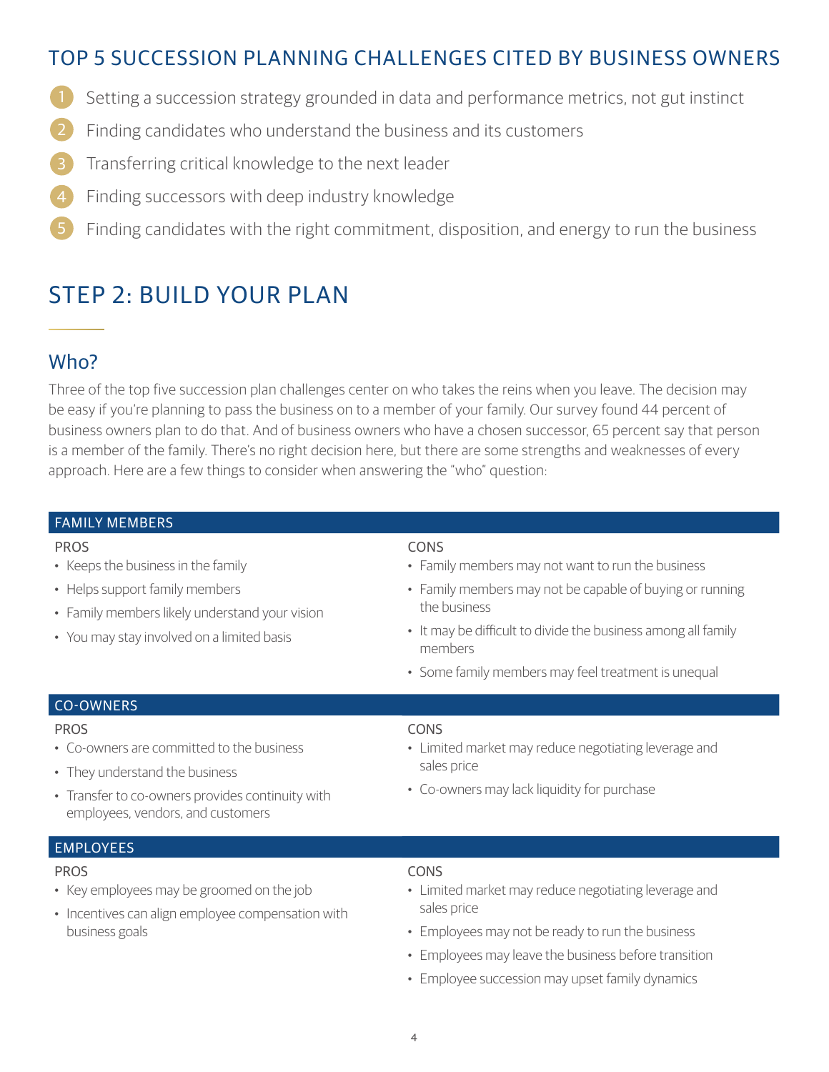## TOP 5 SUCCESSION PLANNING CHALLENGES CITED BY BUSINESS OWNERS

1. Setting a succession strategy grounded in data and performance metrics, not gut instinct
2. Finding candidates who understand the business and its customers
3. Transferring critical knowledge to the next leader
4. Finding successors with deep industry knowledge
5. Finding candidates with the right commitment, disposition, and energy to run the business

# STEP 2: BUILD YOUR PLAN

## Who?

Three of the top five succession plan challenges center on who takes the reins when you leave. The decision may be easy if you're planning to pass the business on to a member of your family. Our survey found 44 percent of business owners plan to do that. And of business owners who have a chosen successor, 65 percent say that person is a member of the family. There's no right decision here, but there are some strengths and weaknesses of every approach. Here are a few things to consider when answering the "who" question:

### FAMILY MEMBERS

**PROS**

- Keeps the business in the family
- Helps support family members
- Family members likely understand your vision
- You may stay involved on a limited basis

**CONS**

- Family members may not want to run the business
- Family members may not be capable of buying or running the business
- It may be difficult to divide the business among all family members
- Some family members may feel treatment is unequal

### CO-OWNERS

**PROS**

- Co-owners are committed to the business
- They understand the business
- Transfer to co-owners provides continuity with employees, vendors, and customers

**CONS**

- Limited market may reduce negotiating leverage and sales price
- Co-owners may lack liquidity for purchase

### EMPLOYEES

**PROS**

- Key employees may be groomed on the job
- Incentives can align employee compensation with business goals

**CONS**

- Limited market may reduce negotiating leverage and sales price
- Employees may not be ready to run the business
- Employees may leave the business before transition
- Employee succession may upset family dynamics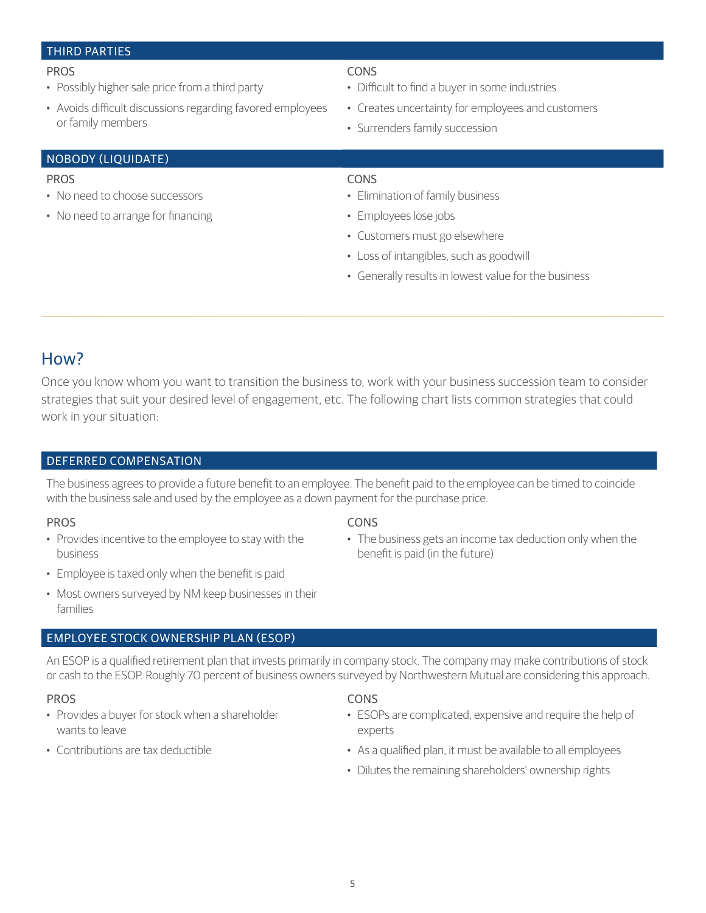### THIRD PARTIES

**PROS**

- Possibly higher sale price from a third party
- Avoids difficult discussions regarding favored employees or family members

**CONS**

- Difficult to find a buyer in some industries
- Creates uncertainty for employees and customers
- Surrenders family succession

### NOBODY (LIQUIDATE)

**PROS**

- No need to choose successors
- No need to arrange for financing

**CONS**

- Elimination of family business
- Employees lose jobs
- Customers must go elsewhere
- Loss of intangibles, such as goodwill
- Generally results in lowest value for the business

## How?

Once you know whom you want to transition the business to, work with your business succession team to consider strategies that suit your desired level of engagement, etc. The following chart lists common strategies that could work in your situation:

### DEFERRED COMPENSATION

The business agrees to provide a future benefit to an employee. The benefit paid to the employee can be timed to coincide with the business sale and used by the employee as a down payment for the purchase price.

**PROS**

- Provides incentive to the employee to stay with the business
- Employee is taxed only when the benefit is paid
- Most owners surveyed by NM keep businesses in their families

**CONS**

- The business gets an income tax deduction only when the benefit is paid (in the future)

### EMPLOYEE STOCK OWNERSHIP PLAN (ESOP)

An ESOP is a qualified retirement plan that invests primarily in company stock. The company may make contributions of stock or cash to the ESOP. Roughly 70 percent of business owners surveyed by Northwestern Mutual are considering this approach.

**PROS**

- Provides a buyer for stock when a shareholder wants to leave
- Contributions are tax deductible

**CONS**

- ESOPs are complicated, expensive and require the help of experts
- As a qualified plan, it must be available to all employees
- Dilutes the remaining shareholders' ownership rights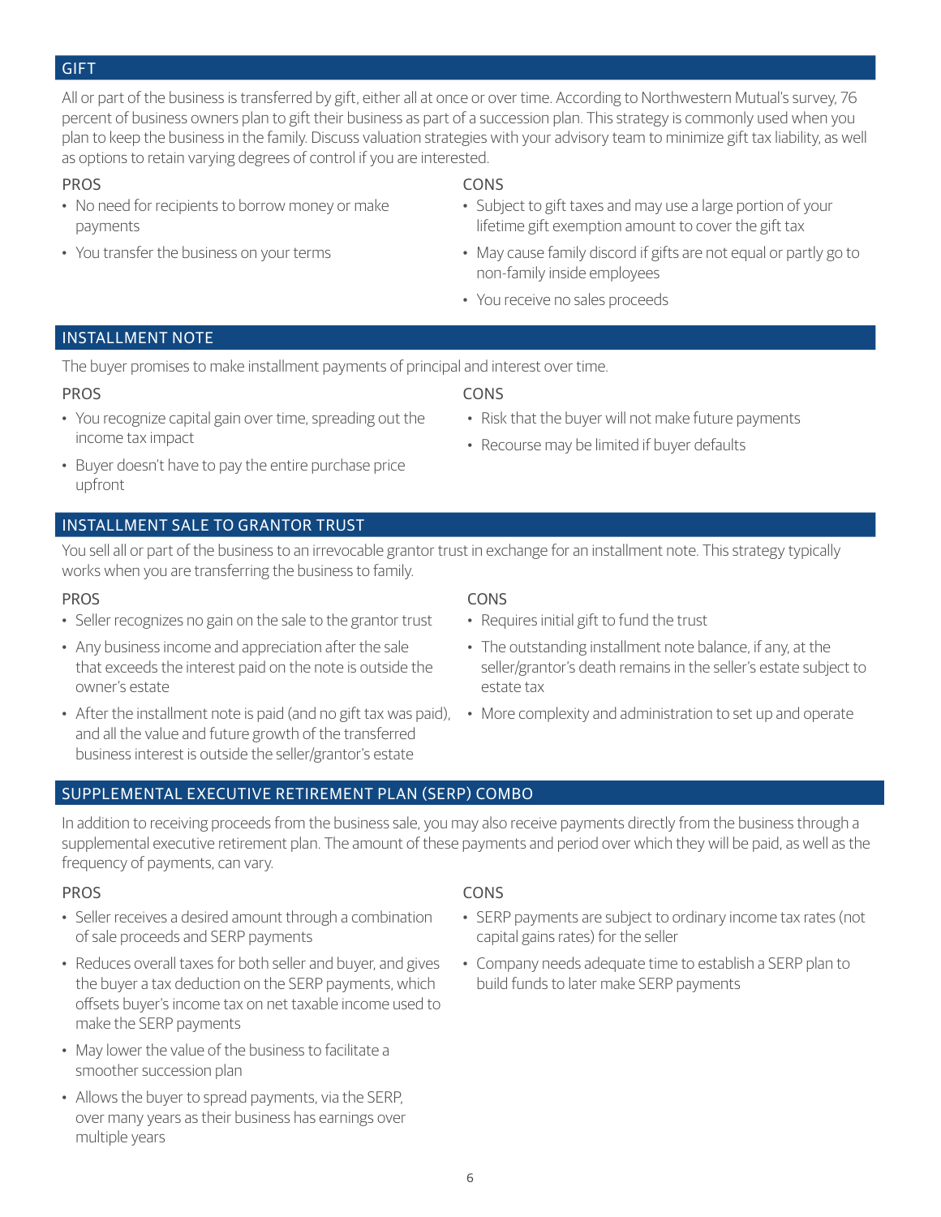## GIFT

All or part of the business is transferred by gift, either all at once or over time. According to Northwestern Mutual's survey, 76 percent of business owners plan to gift their business as part of a succession plan. This strategy is commonly used when you plan to keep the business in the family. Discuss valuation strategies with your advisory team to minimize gift tax liability, as well as options to retain varying degrees of control if you are interested.

PROS

- No need for recipients to borrow money or make payments
- You transfer the business on your terms

CONS

- Subject to gift taxes and may use a large portion of your lifetime gift exemption amount to cover the gift tax
- May cause family discord if gifts are not equal or partly go to non-family inside employees
- You receive no sales proceeds

## INSTALLMENT NOTE

The buyer promises to make installment payments of principal and interest over time.

PROS

- You recognize capital gain over time, spreading out the income tax impact
- Buyer doesn't have to pay the entire purchase price upfront

CONS

- Risk that the buyer will not make future payments
- Recourse may be limited if buyer defaults

## INSTALLMENT SALE TO GRANTOR TRUST

You sell all or part of the business to an irrevocable grantor trust in exchange for an installment note. This strategy typically works when you are transferring the business to family.

PROS

- Seller recognizes no gain on the sale to the grantor trust
- Any business income and appreciation after the sale that exceeds the interest paid on the note is outside the owner's estate
- After the installment note is paid (and no gift tax was paid), and all the value and future growth of the transferred business interest is outside the seller/grantor's estate

CONS

- Requires initial gift to fund the trust
- The outstanding installment note balance, if any, at the seller/grantor's death remains in the seller's estate subject to estate tax
- More complexity and administration to set up and operate

## SUPPLEMENTAL EXECUTIVE RETIREMENT PLAN (SERP) COMBO

In addition to receiving proceeds from the business sale, you may also receive payments directly from the business through a supplemental executive retirement plan. The amount of these payments and period over which they will be paid, as well as the frequency of payments, can vary.

PROS

- Seller receives a desired amount through a combination of sale proceeds and SERP payments
- Reduces overall taxes for both seller and buyer, and gives the buyer a tax deduction on the SERP payments, which offsets buyer's income tax on net taxable income used to make the SERP payments
- May lower the value of the business to facilitate a smoother succession plan
- Allows the buyer to spread payments, via the SERP, over many years as their business has earnings over multiple years

CONS

- SERP payments are subject to ordinary income tax rates (not capital gains rates) for the seller
- Company needs adequate time to establish a SERP plan to build funds to later make SERP payments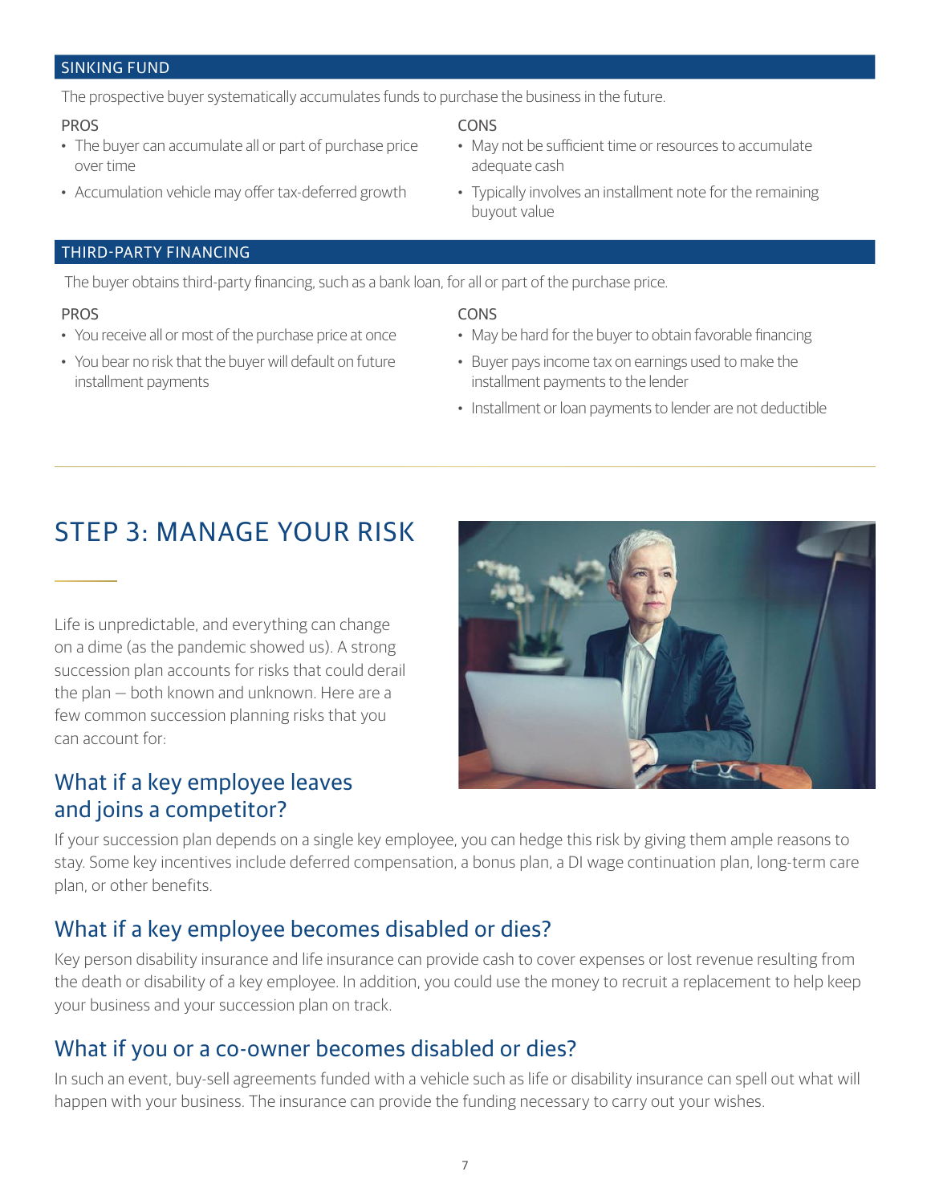## SINKING FUND

The prospective buyer systematically accumulates funds to purchase the business in the future.

**PROS**

- The buyer can accumulate all or part of purchase price over time
- Accumulation vehicle may offer tax-deferred growth

**CONS**

- May not be sufficient time or resources to accumulate adequate cash
- Typically involves an installment note for the remaining buyout value

## THIRD-PARTY FINANCING

The buyer obtains third-party financing, such as a bank loan, for all or part of the purchase price.

**PROS**

- You receive all or most of the purchase price at once
- You bear no risk that the buyer will default on future installment payments

**CONS**

- May be hard for the buyer to obtain favorable financing
- Buyer pays income tax on earnings used to make the installment payments to the lender
- Installment or loan payments to lender are not deductible

# STEP 3: MANAGE YOUR RISK

Life is unpredictable, and everything can change on a dime (as the pandemic showed us). A strong succession plan accounts for risks that could derail the plan — both known and unknown. Here are a few common succession planning risks that you can account for:

## What if a key employee leaves and joins a competitor?

If your succession plan depends on a single key employee, you can hedge this risk by giving them ample reasons to stay. Some key incentives include deferred compensation, a bonus plan, a DI wage continuation plan, long-term care plan, or other benefits.

## What if a key employee becomes disabled or dies?

Key person disability insurance and life insurance can provide cash to cover expenses or lost revenue resulting from the death or disability of a key employee. In addition, you could use the money to recruit a replacement to help keep your business and your succession plan on track.

## What if you or a co-owner becomes disabled or dies?

In such an event, buy-sell agreements funded with a vehicle such as life or disability insurance can spell out what will happen with your business. The insurance can provide the funding necessary to carry out your wishes.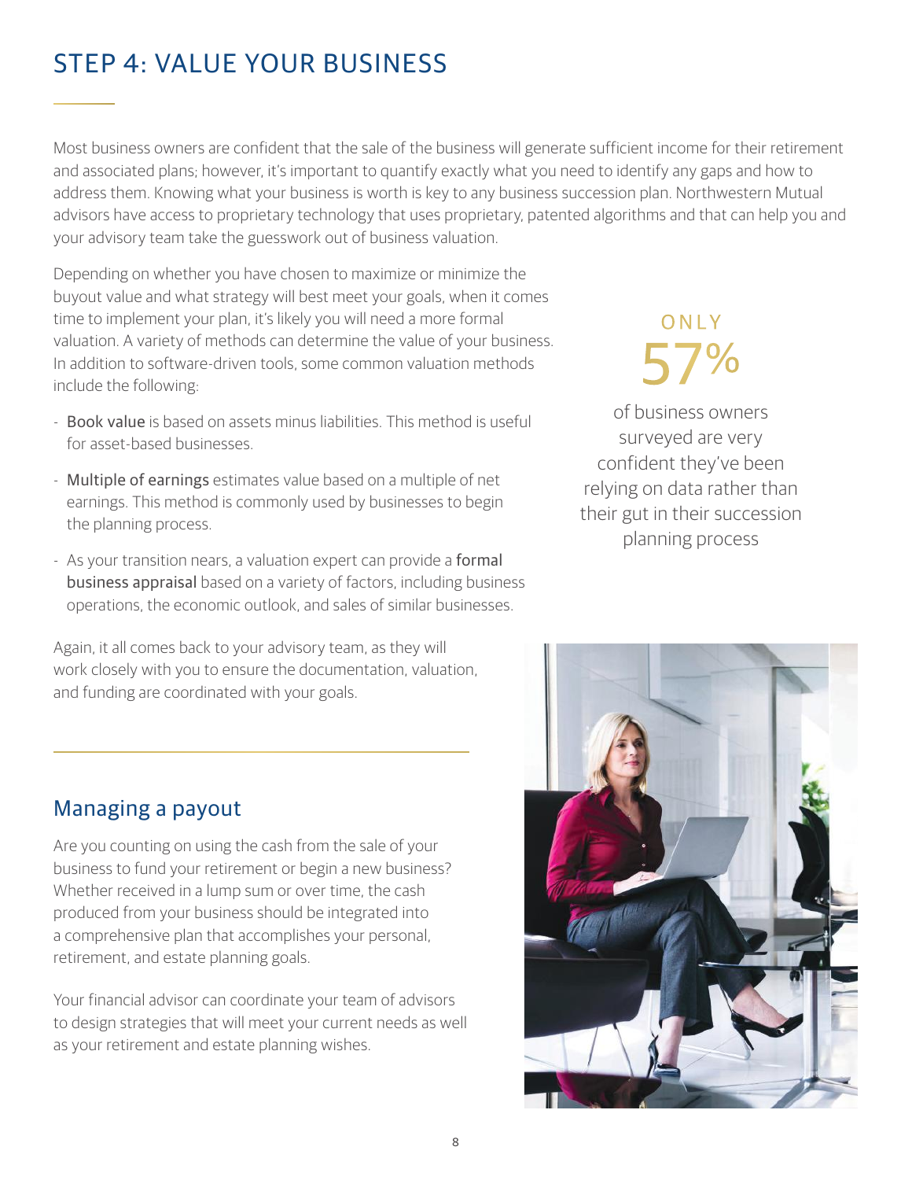# STEP 4: VALUE YOUR BUSINESS

Most business owners are confident that the sale of the business will generate sufficient income for their retirement and associated plans; however, it's important to quantify exactly what you need to identify any gaps and how to address them. Knowing what your business is worth is key to any business succession plan. Northwestern Mutual advisors have access to proprietary technology that uses proprietary, patented algorithms and that can help you and your advisory team take the guesswork out of business valuation.

Depending on whether you have chosen to maximize or minimize the buyout value and what strategy will best meet your goals, when it comes time to implement your plan, it's likely you will need a more formal valuation. A variety of methods can determine the value of your business. In addition to software-driven tools, some common valuation methods include the following:

- **Book value** is based on assets minus liabilities. This method is useful for asset-based businesses.
- **Multiple of earnings** estimates value based on a multiple of net earnings. This method is commonly used by businesses to begin the planning process.
- As your transition nears, a valuation expert can provide a **formal business appraisal** based on a variety of factors, including business operations, the economic outlook, and sales of similar businesses.

Again, it all comes back to your advisory team, as they will work closely with you to ensure the documentation, valuation, and funding are coordinated with your goals.

ONLY
57%
of business owners surveyed are very confident they've been relying on data rather than their gut in their succession planning process

## Managing a payout

Are you counting on using the cash from the sale of your business to fund your retirement or begin a new business? Whether received in a lump sum or over time, the cash produced from your business should be integrated into a comprehensive plan that accomplishes your personal, retirement, and estate planning goals.

Your financial advisor can coordinate your team of advisors to design strategies that will meet your current needs as well as your retirement and estate planning wishes.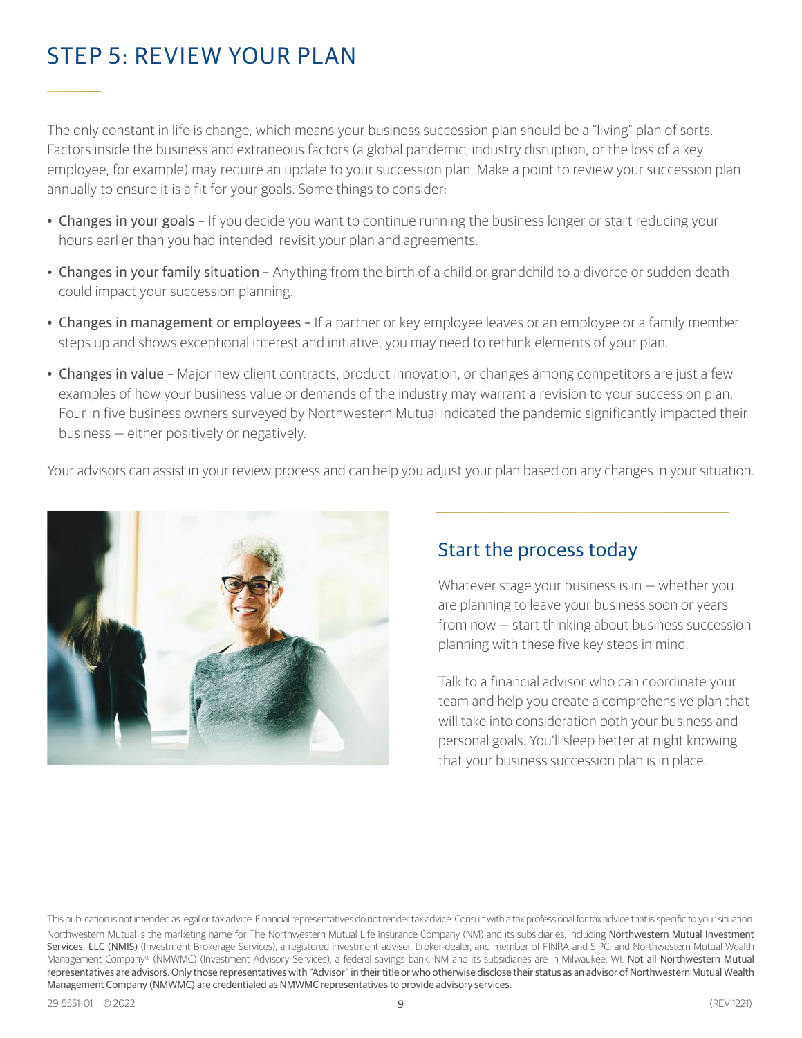# STEP 5: REVIEW YOUR PLAN

The only constant in life is change, which means your business succession plan should be a "living" plan of sorts. Factors inside the business and extraneous factors (a global pandemic, industry disruption, or the loss of a key employee, for example) may require an update to your succession plan. Make a point to review your succession plan annually to ensure it is a fit for your goals. Some things to consider:

- Changes in your goals – If you decide you want to continue running the business longer or start reducing your hours earlier than you had intended, revisit your plan and agreements.
- Changes in your family situation – Anything from the birth of a child or grandchild to a divorce or sudden death could impact your succession planning.
- Changes in management or employees – If a partner or key employee leaves or an employee or a family member steps up and shows exceptional interest and initiative, you may need to rethink elements of your plan.
- Changes in value – Major new client contracts, product innovation, or changes among competitors are just a few examples of how your business value or demands of the industry may warrant a revision to your succession plan. Four in five business owners surveyed by Northwestern Mutual indicated the pandemic significantly impacted their business — either positively or negatively.

Your advisors can assist in your review process and can help you adjust your plan based on any changes in your situation.

## Start the process today

Whatever stage your business is in — whether you are planning to leave your business soon or years from now — start thinking about business succession planning with these five key steps in mind.

Talk to a financial advisor who can coordinate your team and help you create a comprehensive plan that will take into consideration both your business and personal goals. You'll sleep better at night knowing that your business succession plan is in place.

This publication is not intended as legal or tax advice. Financial representatives do not render tax advice. Consult with a tax professional for tax advice that is specific to your situation.

Northwestern Mutual is the marketing name for The Northwestern Mutual Life Insurance Company (NM) and its subsidiaries, including Northwestern Mutual Investment Services, LLC (NMIS) (Investment Brokerage Services), a registered investment adviser, broker-dealer, and member of FINRA and SIPC, and Northwestern Mutual Wealth Management Company® (NMWMC) (Investment Advisory Services), a federal savings bank. NM and its subsidiaries are in Milwaukee, WI. Not all Northwestern Mutual representatives are advisors. Only those representatives with "Advisor" in their title or who otherwise disclose their status as an advisor of Northwestern Mutual Wealth Management Company (NMWMC) are credentialed as NMWMC representatives to provide advisory services.

29-5551-01 © 2022 (REV 1221)